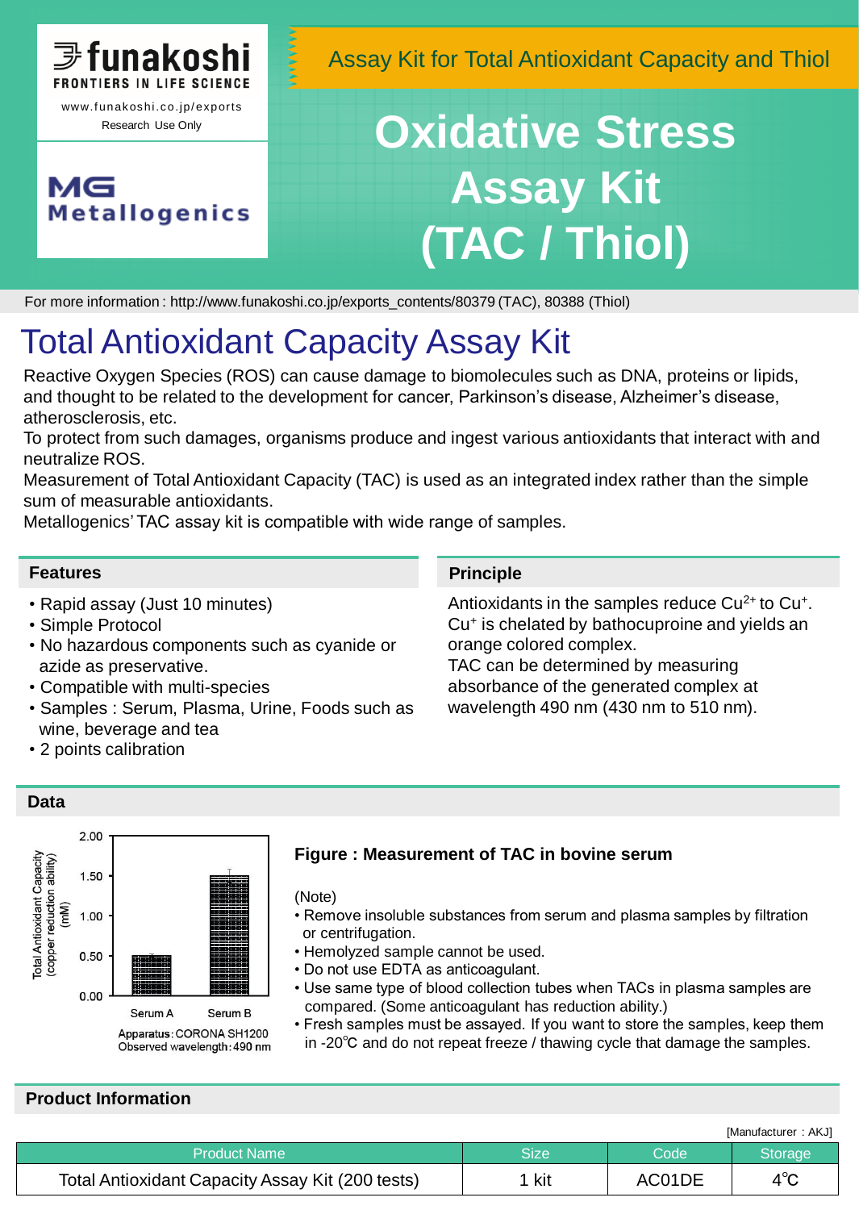funakoshi
FRONTIERS IN LIFE SCIENCE
www.funakoshi.co.jp/exports
Research Use Only

MG Metallogenics

Assay Kit for Total Antioxidant Capacity and Thiol

# Oxidative Stress Assay Kit (TAC / Thiol)

For more information : http://www.funakoshi.co.jp/exports_contents/80379 (TAC), 80388 (Thiol)

# Total Antioxidant Capacity Assay Kit

Reactive Oxygen Species (ROS) can cause damage to biomolecules such as DNA, proteins or lipids, and thought to be related to the development for cancer, Parkinson's disease, Alzheimer's disease, atherosclerosis, etc.
To protect from such damages, organisms produce and ingest various antioxidants that interact with and neutralize ROS.
Measurement of Total Antioxidant Capacity (TAC) is used as an integrated index rather than the simple sum of measurable antioxidants.
Metallogenics' TAC assay kit is compatible with wide range of samples.

## Features

- Rapid assay (Just 10 minutes)
- Simple Protocol
- No hazardous components such as cyanide or azide as preservative.
- Compatible with multi-species
- Samples : Serum, Plasma, Urine, Foods such as wine, beverage and tea
- 2 points calibration

## Principle

Antioxidants in the samples reduce $Cu^{2+}$ to $Cu^{+}$.
$Cu^{+}$ is chelated by bathocuproine and yields an orange colored complex.
TAC can be determined by measuring absorbance of the generated complex at wavelength 490 nm (430 nm to 510 nm).

## Data

Total Antioxidant Capacity (copper reduction ability) (mM)

| | Serum A | Serum B |
|---|---|---|
| TAC (mM) | ~0.5 | ~1.5 |

Apparatus : CORONA SH1200
Observed wavelength : 490 nm

**Figure : Measurement of TAC in bovine serum**

(Note)

- Remove insoluble substances from serum and plasma samples by filtration or centrifugation.
- Hemolyzed sample cannot be used.
- Do not use EDTA as anticoagulant.
- Use same type of blood collection tubes when TACs in plasma samples are compared. (Some anticoagulant has reduction ability.)
- Fresh samples must be assayed. If you want to store the samples, keep them in -20℃ and do not repeat freeze / thawing cycle that damage the samples.

## Product Information

[Manufacturer : AKJ]

| Product Name | Size | Code | Storage |
|---|---|---|---|
| Total Antioxidant Capacity Assay Kit (200 tests) | 1 kit | AC01DE | 4℃ |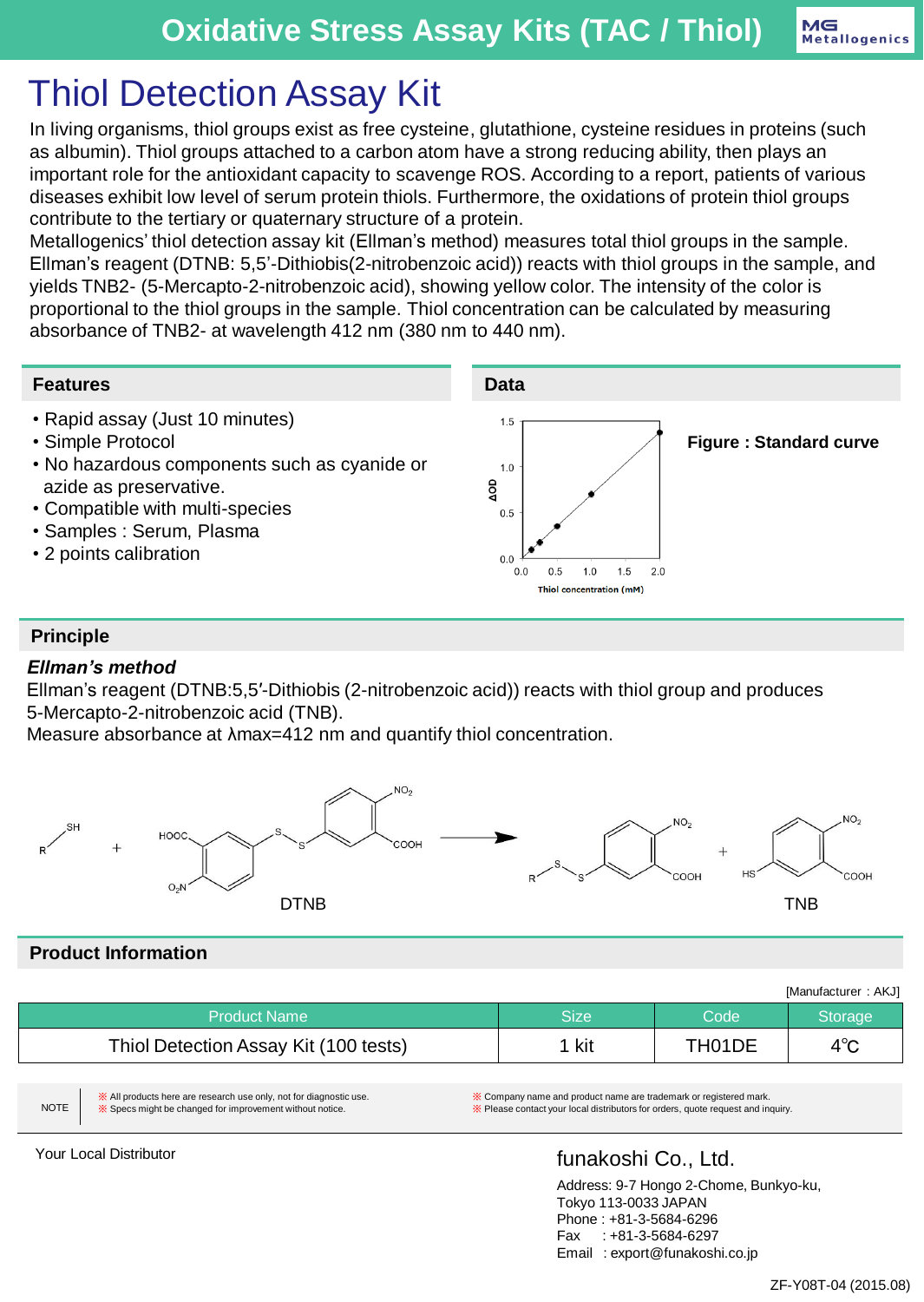# Oxidative Stress Assay Kits (TAC / Thiol)

MG Metallogenics

# Thiol Detection Assay Kit

In living organisms, thiol groups exist as free cysteine, glutathione, cysteine residues in proteins (such as albumin). Thiol groups attached to a carbon atom have a strong reducing ability, then plays an important role for the antioxidant capacity to scavenge ROS. According to a report, patients of various diseases exhibit low level of serum protein thiols. Furthermore, the oxidations of protein thiol groups contribute to the tertiary or quaternary structure of a protein.
Metallogenics' thiol detection assay kit (Ellman's method) measures total thiol groups in the sample. Ellman's reagent (DTNB: 5,5'-Dithiobis(2-nitrobenzoic acid)) reacts with thiol groups in the sample, and yields TNB2- (5-Mercapto-2-nitrobenzoic acid), showing yellow color. The intensity of the color is proportional to the thiol groups in the sample. Thiol concentration can be calculated by measuring absorbance of TNB2- at wavelength 412 nm (380 nm to 440 nm).

## Features

- Rapid assay (Just 10 minutes)
- Simple Protocol
- No hazardous components such as cyanide or azide as preservative.
- Compatible with multi-species
- Samples : Serum, Plasma
- 2 points calibration

## Data

ΔOD
1.5
1.0
0.5
0.0
0.0 0.5 1.0 1.5 2.0
Thiol concentration (mM)

**Figure : Standard curve**

## Principle

***Ellman's method***

Ellman's reagent (DTNB:5,5′-Dithiobis (2-nitrobenzoic acid)) reacts with thiol group and produces 5-Mercapto-2-nitrobenzoic acid (TNB).
Measure absorbance at λmax=412 nm and quantify thiol concentration.

R–SH + DTNB → R–S–S–(nitrobenzoic acid) + TNB

## Product Information

[Manufacturer：AKJ]

| Product Name | Size | Code | Storage |
|---|---|---|---|
| Thiol Detection Assay Kit (100 tests) | 1 kit | TH01DE | 4℃ |

NOTE
※ All products here are research use only, not for diagnostic use.
※ Specs might be changed for improvement without notice.
※ Company name and product name are trademark or registered mark.
※ Please contact your local distributors for orders, quote request and inquiry.

Your Local Distributor

funakoshi Co., Ltd.

Address: 9-7 Hongo 2-Chome, Bunkyo-ku,
Tokyo 113-0033 JAPAN
Phone : +81-3-5684-6296
Fax : +81-3-5684-6297
Email : export@funakoshi.co.jp

ZF-Y08T-04 (2015.08)